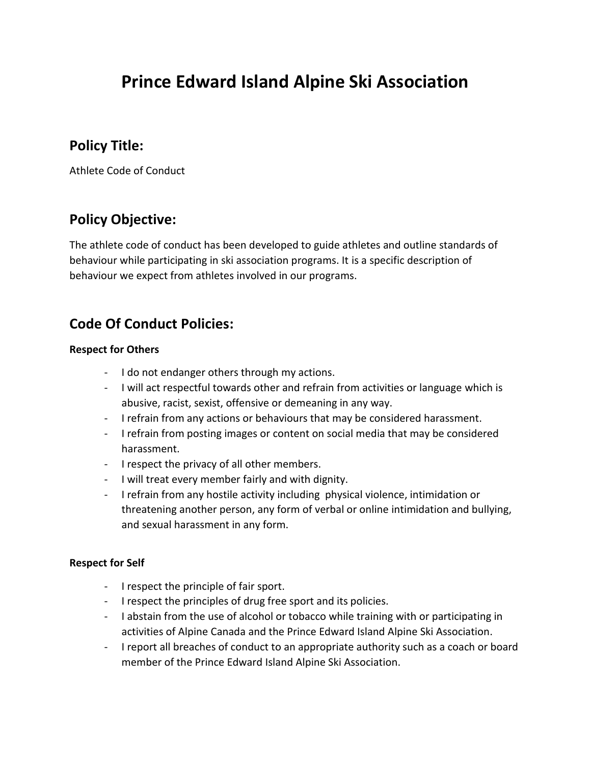# Prince Edward Island Alpine Ski Association

## Policy Title:

Athlete Code of Conduct

## Policy Objective:

The athlete code of conduct has been developed to guide athletes and outline standards of behaviour while participating in ski association programs. It is a specific description of behaviour we expect from athletes involved in our programs.

## Code Of Conduct Policies:

**Respect for Others**

- I do not endanger others through my actions.
- I will act respectful towards other and refrain from activities or language which is abusive, racist, sexist, offensive or demeaning in any way.
- I refrain from any actions or behaviours that may be considered harassment.
- I refrain from posting images or content on social media that may be considered harassment.
- I respect the privacy of all other members.
- I will treat every member fairly and with dignity.
- I refrain from any hostile activity including physical violence, intimidation or threatening another person, any form of verbal or online intimidation and bullying, and sexual harassment in any form.

**Respect for Self**

- I respect the principle of fair sport.
- I respect the principles of drug free sport and its policies.
- I abstain from the use of alcohol or tobacco while training with or participating in activities of Alpine Canada and the Prince Edward Island Alpine Ski Association.
- I report all breaches of conduct to an appropriate authority such as a coach or board member of the Prince Edward Island Alpine Ski Association.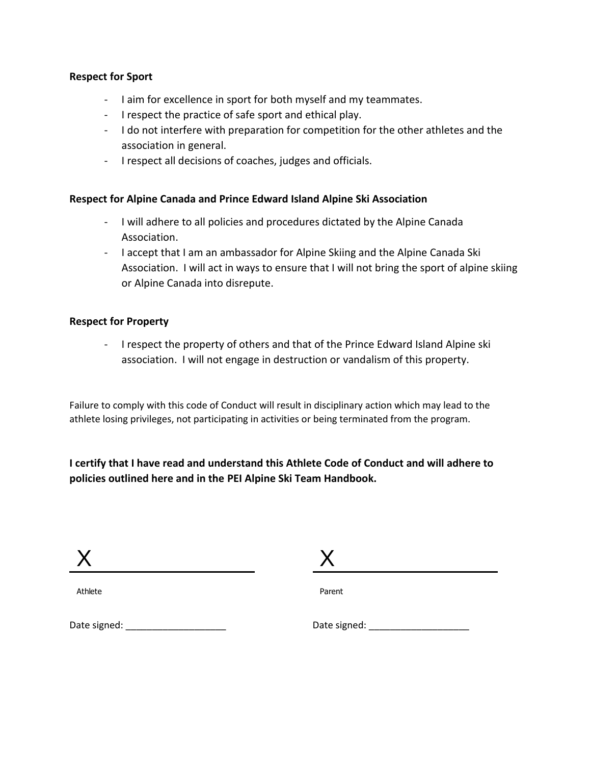**Respect for Sport**

- I aim for excellence in sport for both myself and my teammates.
- I respect the practice of safe sport and ethical play.
- I do not interfere with preparation for competition for the other athletes and the association in general.
- I respect all decisions of coaches, judges and officials.

**Respect for Alpine Canada and Prince Edward Island Alpine Ski Association**

- I will adhere to all policies and procedures dictated by the Alpine Canada Association.
- I accept that I am an ambassador for Alpine Skiing and the Alpine Canada Ski Association. I will act in ways to ensure that I will not bring the sport of alpine skiing or Alpine Canada into disrepute.

**Respect for Property**

- I respect the property of others and that of the Prince Edward Island Alpine ski association. I will not engage in destruction or vandalism of this property.

Failure to comply with this code of Conduct will result in disciplinary action which may lead to the athlete losing privileges, not participating in activities or being terminated from the program.

**I certify that I have read and understand this Athlete Code of Conduct and will adhere to policies outlined here and in the PEI Alpine Ski Team Handbook.**

X ____________________

Athlete

Date signed: ___________________

X ____________________

Parent

Date signed: ___________________